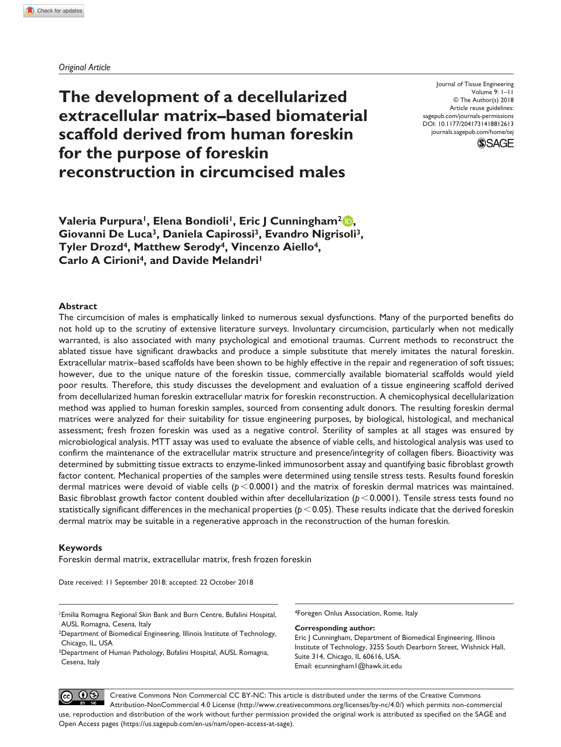*Original Article*

# The development of a decellularized extracellular matrix–based biomaterial scaffold derived from human foreskin for the purpose of foreskin reconstruction in circumcised males

Journal of Tissue Engineering
Volume 9: 1–11
© The Author(s) 2018
Article reuse guidelines: sagepub.com/journals-permissions
DOI: 10.1177/2041731418812613
journals.sagepub.com/home/tej

**Valeria Purpura[1], Elena Bondioli[1], Eric J Cunningham[2], Giovanni De Luca[3], Daniela Capirossi[3], Evandro Nigrisoli[3], Tyler Drozd[4], Matthew Serody[4], Vincenzo Aiello[4], Carlo A Cirioni[4], and Davide Melandri[1]**

## Abstract

The circumcision of males is emphatically linked to numerous sexual dysfunctions. Many of the purported benefits do not hold up to the scrutiny of extensive literature surveys. Involuntary circumcision, particularly when not medically warranted, is also associated with many psychological and emotional traumas. Current methods to reconstruct the ablated tissue have significant drawbacks and produce a simple substitute that merely imitates the natural foreskin. Extracellular matrix–based scaffolds have been shown to be highly effective in the repair and regeneration of soft tissues; however, due to the unique nature of the foreskin tissue, commercially available biomaterial scaffolds would yield poor results. Therefore, this study discusses the development and evaluation of a tissue engineering scaffold derived from decellularized human foreskin extracellular matrix for foreskin reconstruction. A chemicophysical decellularization method was applied to human foreskin samples, sourced from consenting adult donors. The resulting foreskin dermal matrices were analyzed for their suitability for tissue engineering purposes, by biological, histological, and mechanical assessment; fresh frozen foreskin was used as a negative control. Sterility of samples at all stages was ensured by microbiological analysis. MTT assay was used to evaluate the absence of viable cells, and histological analysis was used to confirm the maintenance of the extracellular matrix structure and presence/integrity of collagen fibers. Bioactivity was determined by submitting tissue extracts to enzyme-linked immunosorbent assay and quantifying basic fibroblast growth factor content. Mechanical properties of the samples were determined using tensile stress tests. Results found foreskin dermal matrices were devoid of viable cells ($p < 0.0001$) and the matrix of foreskin dermal matrices was maintained. Basic fibroblast growth factor content doubled within after decellularization ($p < 0.0001$). Tensile stress tests found no statistically significant differences in the mechanical properties ($p < 0.05$). These results indicate that the derived foreskin dermal matrix may be suitable in a regenerative approach in the reconstruction of the human foreskin.

## Keywords

Foreskin dermal matrix, extracellular matrix, fresh frozen foreskin

Date received: 11 September 2018; accepted: 22 October 2018

[1]Emilia Romagna Regional Skin Bank and Burn Centre, Bufalini Hospital, AUSL Romagna, Cesena, Italy
[2]Department of Biomedical Engineering, Illinois Institute of Technology, Chicago, IL, USA
[3]Department of Human Pathology, Bufalini Hospital, AUSL Romagna, Cesena, Italy
[4]Foregen Onlus Association, Rome, Italy

**Corresponding author:**
Eric J Cunningham, Department of Biomedical Engineering, Illinois Institute of Technology, 3255 South Dearborn Street, Wishnick Hall, Suite 314, Chicago, IL 60616, USA.
Email: ecunningham1@hawk.iit.edu

Creative Commons Non Commercial CC BY-NC: This article is distributed under the terms of the Creative Commons Attribution-NonCommercial 4.0 License (http://www.creativecommons.org/licenses/by-nc/4.0/) which permits non-commercial use, reproduction and distribution of the work without further permission provided the original work is attributed as specified on the SAGE and Open Access pages (https://us.sagepub.com/en-us/nam/open-access-at-sage).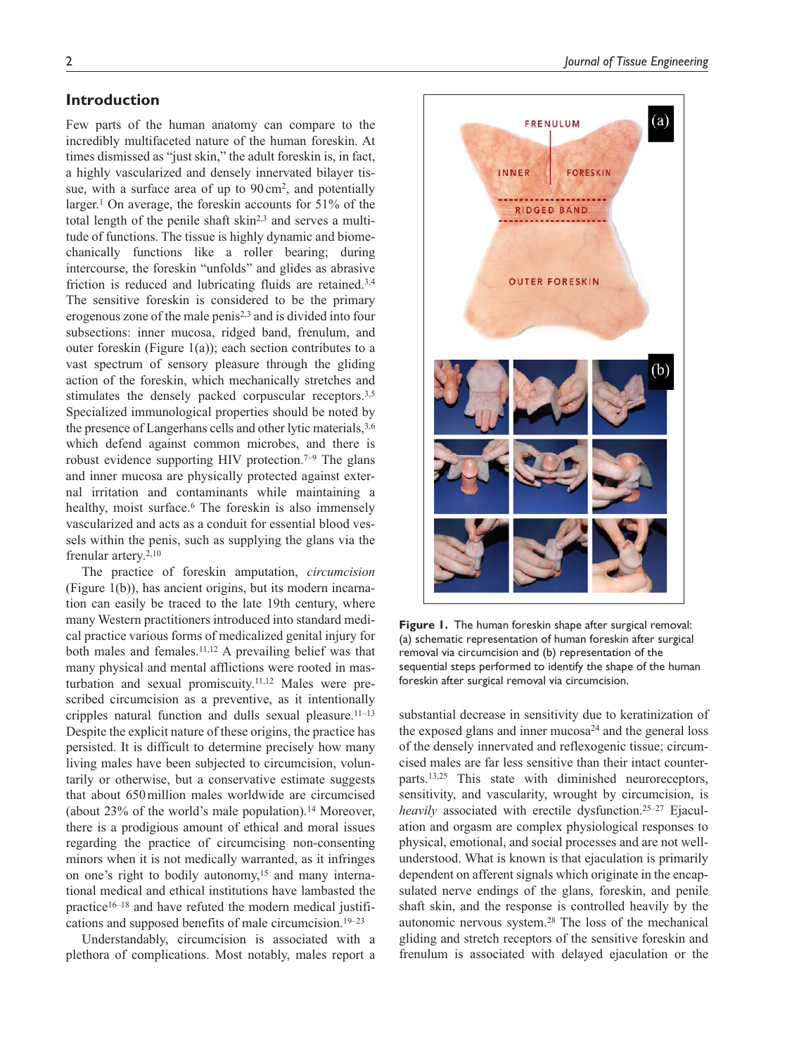## Introduction

Few parts of the human anatomy can compare to the incredibly multifaceted nature of the human foreskin. At times dismissed as "just skin," the adult foreskin is, in fact, a highly vascularized and densely innervated bilayer tissue, with a surface area of up to 90 cm$^2$, and potentially larger.[1] On average, the foreskin accounts for 51% of the total length of the penile shaft skin[2,3] and serves a multitude of functions. The tissue is highly dynamic and biomechanically functions like a roller bearing; during intercourse, the foreskin "unfolds" and glides as abrasive friction is reduced and lubricating fluids are retained.[3,4] The sensitive foreskin is considered to be the primary erogenous zone of the male penis[2,3] and is divided into four subsections: inner mucosa, ridged band, frenulum, and outer foreskin (Figure 1(a)); each section contributes to a vast spectrum of sensory pleasure through the gliding action of the foreskin, which mechanically stretches and stimulates the densely packed corpuscular receptors.[3,5] Specialized immunological properties should be noted by the presence of Langerhans cells and other lytic materials,[3,6] which defend against common microbes, and there is robust evidence supporting HIV protection.[7–9] The glans and inner mucosa are physically protected against external irritation and contaminants while maintaining a healthy, moist surface.[6] The foreskin is also immensely vascularized and acts as a conduit for essential blood vessels within the penis, such as supplying the glans via the frenular artery.[2,10]

The practice of foreskin amputation, *circumcision* (Figure 1(b)), has ancient origins, but its modern incarnation can easily be traced to the late 19th century, where many Western practitioners introduced into standard medical practice various forms of medicalized genital injury for both males and females.[11,12] A prevailing belief was that many physical and mental afflictions were rooted in masturbation and sexual promiscuity.[11,12] Males were prescribed circumcision as a preventive, as it intentionally cripples natural function and dulls sexual pleasure.[11–13] Despite the explicit nature of these origins, the practice has persisted. It is difficult to determine precisely how many living males have been subjected to circumcision, voluntarily or otherwise, but a conservative estimate suggests that about 650 million males worldwide are circumcised (about 23% of the world's male population).[14] Moreover, there is a prodigious amount of ethical and moral issues regarding the practice of circumcising non-consenting minors when it is not medically warranted, as it infringes on one's right to bodily autonomy,[15] and many international medical and ethical institutions have lambasted the practice[16–18] and have refuted the modern medical justifications and supposed benefits of male circumcision.[19–23]

Understandably, circumcision is associated with a plethora of complications. Most notably, males report a substantial decrease in sensitivity due to keratinization of the exposed glans and inner mucosa[24] and the general loss of the densely innervated and reflexogenic tissue; circumcised males are far less sensitive than their intact counterparts.[13,25] This state with diminished neuroreceptors, sensitivity, and vascularity, wrought by circumcision, is *heavily* associated with erectile dysfunction.[25–27] Ejaculation and orgasm are complex physiological responses to physical, emotional, and social processes and are not well-understood. What is known is that ejaculation is primarily dependent on afferent signals which originate in the encapsulated nerve endings of the glans, foreskin, and penile shaft skin, and the response is controlled heavily by the autonomic nervous system.[28] The loss of the mechanical gliding and stretch receptors of the sensitive foreskin and frenulum is associated with delayed ejaculation or the

**Figure 1.** The human foreskin shape after surgical removal: (a) schematic representation of human foreskin after surgical removal via circumcision and (b) representation of the sequential steps performed to identify the shape of the human foreskin after surgical removal via circumcision.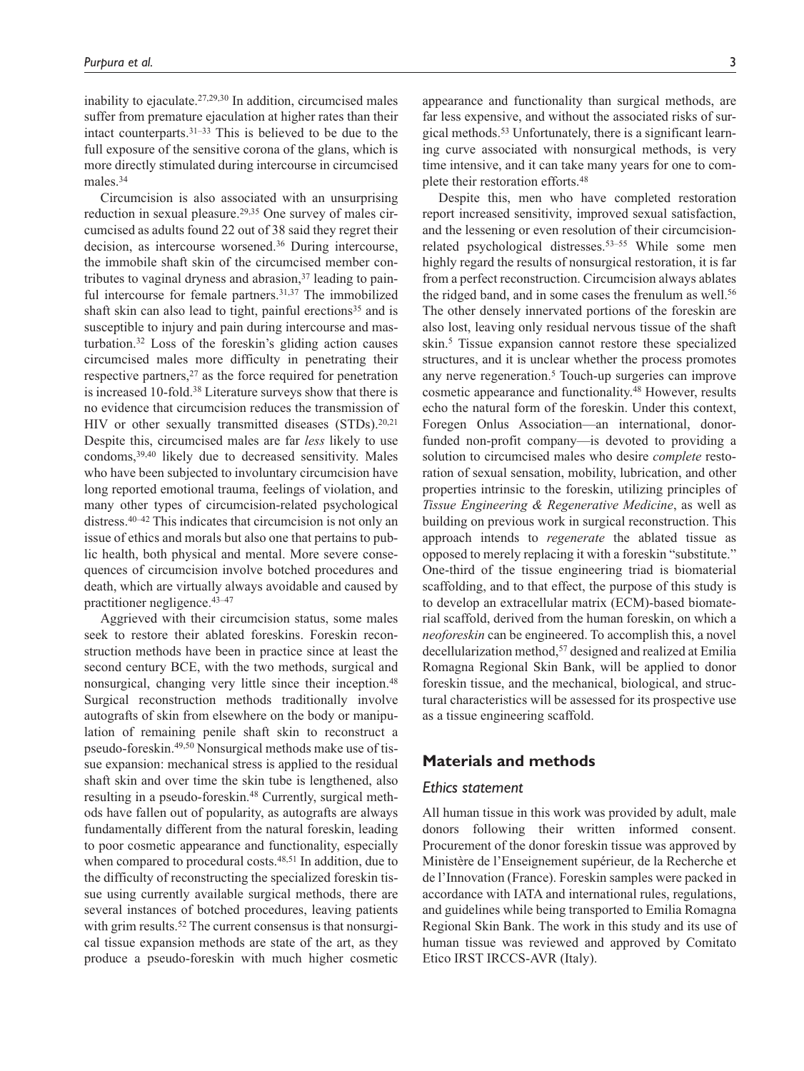inability to ejaculate.[27,29,30] In addition, circumcised males suffer from premature ejaculation at higher rates than their intact counterparts.[31–33] This is believed to be due to the full exposure of the sensitive corona of the glans, which is more directly stimulated during intercourse in circumcised males.[34]

Circumcision is also associated with an unsurprising reduction in sexual pleasure.[29,35] One survey of males circumcised as adults found 22 out of 38 said they regret their decision, as intercourse worsened.[36] During intercourse, the immobile shaft skin of the circumcised member contributes to vaginal dryness and abrasion,[37] leading to painful intercourse for female partners.[31,37] The immobilized shaft skin can also lead to tight, painful erections[35] and is susceptible to injury and pain during intercourse and masturbation.[32] Loss of the foreskin's gliding action causes circumcised males more difficulty in penetrating their respective partners,[27] as the force required for penetration is increased 10-fold.[38] Literature surveys show that there is no evidence that circumcision reduces the transmission of HIV or other sexually transmitted diseases (STDs).[20,21] Despite this, circumcised males are far *less* likely to use condoms,[39,40] likely due to decreased sensitivity. Males who have been subjected to involuntary circumcision have long reported emotional trauma, feelings of violation, and many other types of circumcision-related psychological distress.[40–42] This indicates that circumcision is not only an issue of ethics and morals but also one that pertains to public health, both physical and mental. More severe consequences of circumcision involve botched procedures and death, which are virtually always avoidable and caused by practitioner negligence.[43–47]

Aggrieved with their circumcision status, some males seek to restore their ablated foreskins. Foreskin reconstruction methods have been in practice since at least the second century BCE, with the two methods, surgical and nonsurgical, changing very little since their inception.[48] Surgical reconstruction methods traditionally involve autografts of skin from elsewhere on the body or manipulation of remaining penile shaft skin to reconstruct a pseudo-foreskin.[49,50] Nonsurgical methods make use of tissue expansion: mechanical stress is applied to the residual shaft skin and over time the skin tube is lengthened, also resulting in a pseudo-foreskin.[48] Currently, surgical methods have fallen out of popularity, as autografts are always fundamentally different from the natural foreskin, leading to poor cosmetic appearance and functionality, especially when compared to procedural costs.[48,51] In addition, due to the difficulty of reconstructing the specialized foreskin tissue using currently available surgical methods, there are several instances of botched procedures, leaving patients with grim results.[52] The current consensus is that nonsurgical tissue expansion methods are state of the art, as they produce a pseudo-foreskin with much higher cosmetic appearance and functionality than surgical methods, are far less expensive, and without the associated risks of surgical methods.[53] Unfortunately, there is a significant learning curve associated with nonsurgical methods, is very time intensive, and it can take many years for one to complete their restoration efforts.[48]

Despite this, men who have completed restoration report increased sensitivity, improved sexual satisfaction, and the lessening or even resolution of their circumcision-related psychological distresses.[53–55] While some men highly regard the results of nonsurgical restoration, it is far from a perfect reconstruction. Circumcision always ablates the ridged band, and in some cases the frenulum as well.[56] The other densely innervated portions of the foreskin are also lost, leaving only residual nervous tissue of the shaft skin.[5] Tissue expansion cannot restore these specialized structures, and it is unclear whether the process promotes any nerve regeneration.[5] Touch-up surgeries can improve cosmetic appearance and functionality.[48] However, results echo the natural form of the foreskin. Under this context, Foregen Onlus Association—an international, donor-funded non-profit company—is devoted to providing a solution to circumcised males who desire *complete* restoration of sexual sensation, mobility, lubrication, and other properties intrinsic to the foreskin, utilizing principles of *Tissue Engineering & Regenerative Medicine*, as well as building on previous work in surgical reconstruction. This approach intends to *regenerate* the ablated tissue as opposed to merely replacing it with a foreskin "substitute." One-third of the tissue engineering triad is biomaterial scaffolding, and to that effect, the purpose of this study is to develop an extracellular matrix (ECM)-based biomaterial scaffold, derived from the human foreskin, on which a *neoforeskin* can be engineered. To accomplish this, a novel decellularization method,[57] designed and realized at Emilia Romagna Regional Skin Bank, will be applied to donor foreskin tissue, and the mechanical, biological, and structural characteristics will be assessed for its prospective use as a tissue engineering scaffold.

## Materials and methods

### Ethics statement

All human tissue in this work was provided by adult, male donors following their written informed consent. Procurement of the donor foreskin tissue was approved by Ministère de l'Enseignement supérieur, de la Recherche et de l'Innovation (France). Foreskin samples were packed in accordance with IATA and international rules, regulations, and guidelines while being transported to Emilia Romagna Regional Skin Bank. The work in this study and its use of human tissue was reviewed and approved by Comitato Etico IRST IRCCS-AVR (Italy).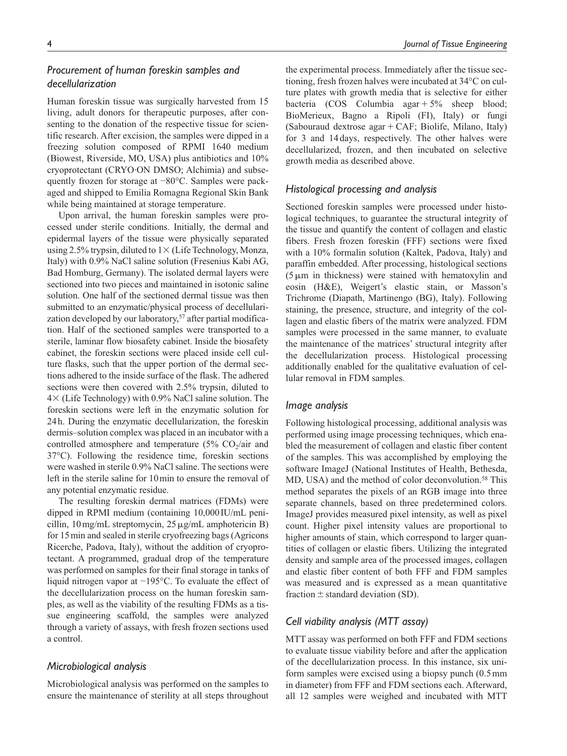### Procurement of human foreskin samples and decellularization

Human foreskin tissue was surgically harvested from 15 living, adult donors for therapeutic purposes, after consenting to the donation of the respective tissue for scientific research. After excision, the samples were dipped in a freezing solution composed of RPMI 1640 medium (Biowest, Riverside, MO, USA) plus antibiotics and 10% cryoprotectant (CRYO·ON DMSO; Alchimia) and subsequently frozen for storage at −80°C. Samples were packaged and shipped to Emilia Romagna Regional Skin Bank while being maintained at storage temperature.

Upon arrival, the human foreskin samples were processed under sterile conditions. Initially, the dermal and epidermal layers of the tissue were physically separated using 2.5% trypsin, diluted to 1× (Life Technology, Monza, Italy) with 0.9% NaCl saline solution (Fresenius Kabi AG, Bad Homburg, Germany). The isolated dermal layers were sectioned into two pieces and maintained in isotonic saline solution. One half of the sectioned dermal tissue was then submitted to an enzymatic/physical process of decellularization developed by our laboratory,[57] after partial modification. Half of the sectioned samples were transported to a sterile, laminar flow biosafety cabinet. Inside the biosafety cabinet, the foreskin sections were placed inside cell culture flasks, such that the upper portion of the dermal sections adhered to the inside surface of the flask. The adhered sections were then covered with 2.5% trypsin, diluted to 4× (Life Technology) with 0.9% NaCl saline solution. The foreskin sections were left in the enzymatic solution for 24 h. During the enzymatic decellularization, the foreskin dermis–solution complex was placed in an incubator with a controlled atmosphere and temperature (5% $CO_2$/air and 37°C). Following the residence time, foreskin sections were washed in sterile 0.9% NaCl saline. The sections were left in the sterile saline for 10 min to ensure the removal of any potential enzymatic residue.

The resulting foreskin dermal matrices (FDMs) were dipped in RPMI medium (containing 10,000 IU/mL penicillin, 10 mg/mL streptomycin, 25 μg/mL amphotericin B) for 15 min and sealed in sterile cryofreezing bags (Agricons Ricerche, Padova, Italy), without the addition of cryoprotectant. A programmed, gradual drop of the temperature was performed on samples for their final storage in tanks of liquid nitrogen vapor at −195°C. To evaluate the effect of the decellularization process on the human foreskin samples, as well as the viability of the resulting FDMs as a tissue engineering scaffold, the samples were analyzed through a variety of assays, with fresh frozen sections used a control.

### Microbiological analysis

Microbiological analysis was performed on the samples to ensure the maintenance of sterility at all steps throughout the experimental process. Immediately after the tissue sectioning, fresh frozen halves were incubated at 34°C on culture plates with growth media that is selective for either bacteria (COS Columbia agar + 5% sheep blood; BioMerieux, Bagno a Ripoli (FI), Italy) or fungi (Sabouraud dextrose agar + CAF; Biolife, Milano, Italy) for 3 and 14 days, respectively. The other halves were decellularized, frozen, and then incubated on selective growth media as described above.

### Histological processing and analysis

Sectioned foreskin samples were processed under histological techniques, to guarantee the structural integrity of the tissue and quantify the content of collagen and elastic fibers. Fresh frozen foreskin (FFF) sections were fixed with a 10% formalin solution (Kaltek, Padova, Italy) and paraffin embedded. After processing, histological sections (5 μm in thickness) were stained with hematoxylin and eosin (H&E), Weigert's elastic stain, or Masson's Trichrome (Diapath, Martinengo (BG), Italy). Following staining, the presence, structure, and integrity of the collagen and elastic fibers of the matrix were analyzed. FDM samples were processed in the same manner, to evaluate the maintenance of the matrices' structural integrity after the decellularization process. Histological processing additionally enabled for the qualitative evaluation of cellular removal in FDM samples.

### Image analysis

Following histological processing, additional analysis was performed using image processing techniques, which enabled the measurement of collagen and elastic fiber content of the samples. This was accomplished by employing the software ImageJ (National Institutes of Health, Bethesda, MD, USA) and the method of color deconvolution.[58] This method separates the pixels of an RGB image into three separate channels, based on three predetermined colors. ImageJ provides measured pixel intensity, as well as pixel count. Higher pixel intensity values are proportional to higher amounts of stain, which correspond to larger quantities of collagen or elastic fibers. Utilizing the integrated density and sample area of the processed images, collagen and elastic fiber content of both FFF and FDM samples was measured and is expressed as a mean quantitative fraction ± standard deviation (SD).

### Cell viability analysis (MTT assay)

MTT assay was performed on both FFF and FDM sections to evaluate tissue viability before and after the application of the decellularization process. In this instance, six uniform samples were excised using a biopsy punch (0.5 mm in diameter) from FFF and FDM sections each. Afterward, all 12 samples were weighed and incubated with MTT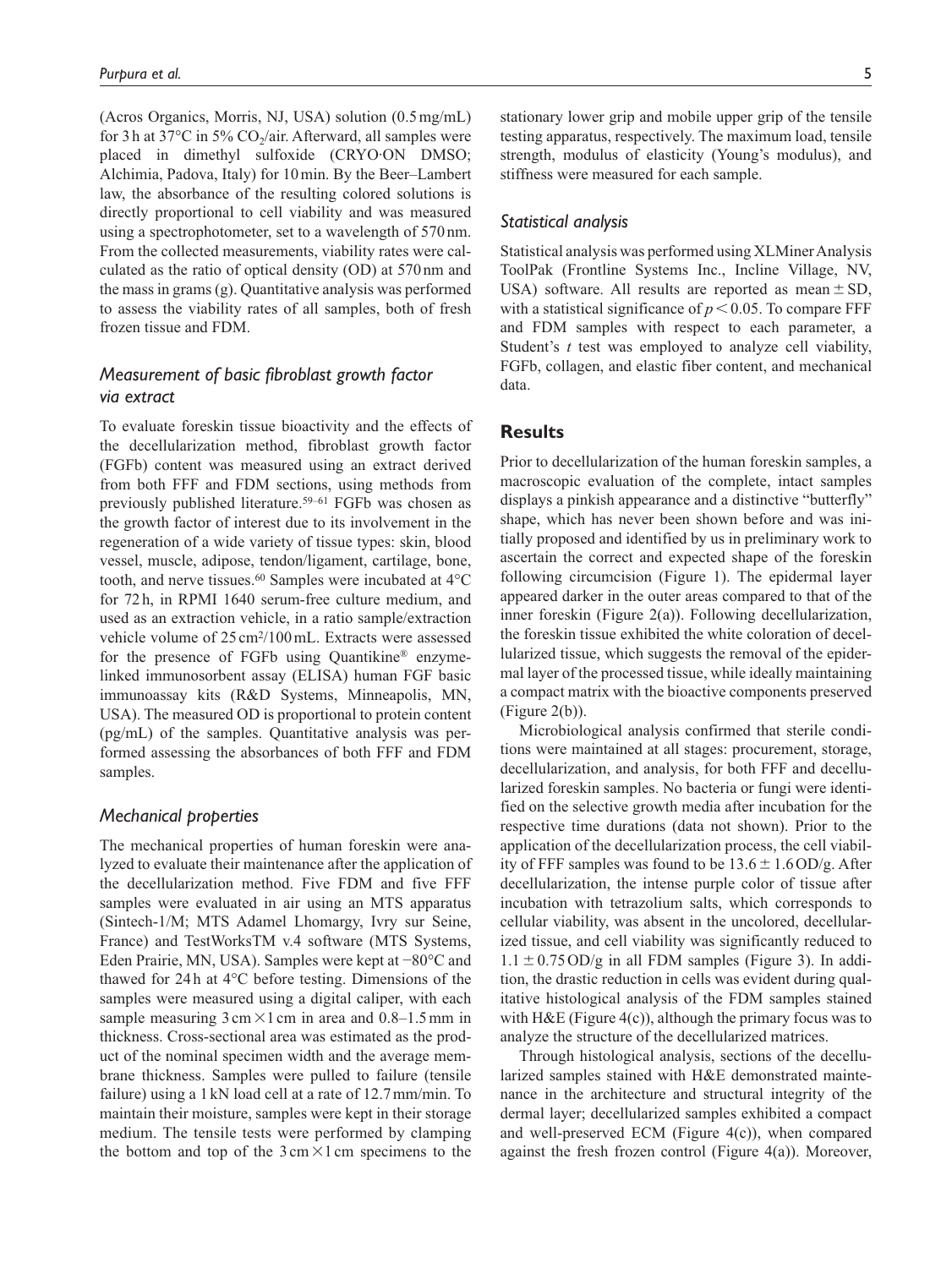(Acros Organics, Morris, NJ, USA) solution (0.5 mg/mL) for 3 h at 37°C in 5% $CO_2$/air. Afterward, all samples were placed in dimethyl sulfoxide (CRYO·ON DMSO; Alchimia, Padova, Italy) for 10 min. By the Beer–Lambert law, the absorbance of the resulting colored solutions is directly proportional to cell viability and was measured using a spectrophotometer, set to a wavelength of 570 nm. From the collected measurements, viability rates were calculated as the ratio of optical density (OD) at 570 nm and the mass in grams (g). Quantitative analysis was performed to assess the viability rates of all samples, both of fresh frozen tissue and FDM.

### *Measurement of basic fibroblast growth factor via extract*

To evaluate foreskin tissue bioactivity and the effects of the decellularization method, fibroblast growth factor (FGFb) content was measured using an extract derived from both FFF and FDM sections, using methods from previously published literature.[59–61] FGFb was chosen as the growth factor of interest due to its involvement in the regeneration of a wide variety of tissue types: skin, blood vessel, muscle, adipose, tendon/ligament, cartilage, bone, tooth, and nerve tissues.[60] Samples were incubated at 4°C for 72 h, in RPMI 1640 serum-free culture medium, and used as an extraction vehicle, in a ratio sample/extraction vehicle volume of 25 cm²/100 mL. Extracts were assessed for the presence of FGFb using Quantikine® enzyme-linked immunosorbent assay (ELISA) human FGF basic immunoassay kits (R&D Systems, Minneapolis, MN, USA). The measured OD is proportional to protein content (pg/mL) of the samples. Quantitative analysis was performed assessing the absorbances of both FFF and FDM samples.

### *Mechanical properties*

The mechanical properties of human foreskin were analyzed to evaluate their maintenance after the application of the decellularization method. Five FDM and five FFF samples were evaluated in air using an MTS apparatus (Sintech-1/M; MTS Adamel Lhomargy, Ivry sur Seine, France) and TestWorksTM v.4 software (MTS Systems, Eden Prairie, MN, USA). Samples were kept at −80°C and thawed for 24 h at 4°C before testing. Dimensions of the samples were measured using a digital caliper, with each sample measuring 3 cm × 1 cm in area and 0.8–1.5 mm in thickness. Cross-sectional area was estimated as the product of the nominal specimen width and the average membrane thickness. Samples were pulled to failure (tensile failure) using a 1 kN load cell at a rate of 12.7 mm/min. To maintain their moisture, samples were kept in their storage medium. The tensile tests were performed by clamping the bottom and top of the 3 cm × 1 cm specimens to the stationary lower grip and mobile upper grip of the tensile testing apparatus, respectively. The maximum load, tensile strength, modulus of elasticity (Young's modulus), and stiffness were measured for each sample.

### *Statistical analysis*

Statistical analysis was performed using XLMiner Analysis ToolPak (Frontline Systems Inc., Incline Village, NV, USA) software. All results are reported as mean ± SD, with a statistical significance of $p < 0.05$. To compare FFF and FDM samples with respect to each parameter, a Student's *t* test was employed to analyze cell viability, FGFb, collagen, and elastic fiber content, and mechanical data.

## **Results**

Prior to decellularization of the human foreskin samples, a macroscopic evaluation of the complete, intact samples displays a pinkish appearance and a distinctive "butterfly" shape, which has never been shown before and was initially proposed and identified by us in preliminary work to ascertain the correct and expected shape of the foreskin following circumcision (Figure 1). The epidermal layer appeared darker in the outer areas compared to that of the inner foreskin (Figure 2(a)). Following decellularization, the foreskin tissue exhibited the white coloration of decellularized tissue, which suggests the removal of the epidermal layer of the processed tissue, while ideally maintaining a compact matrix with the bioactive components preserved (Figure 2(b)).

Microbiological analysis confirmed that sterile conditions were maintained at all stages: procurement, storage, decellularization, and analysis, for both FFF and decellularized foreskin samples. No bacteria or fungi were identified on the selective growth media after incubation for the respective time durations (data not shown). Prior to the application of the decellularization process, the cell viability of FFF samples was found to be 13.6 ± 1.6 OD/g. After decellularization, the intense purple color of tissue after incubation with tetrazolium salts, which corresponds to cellular viability, was absent in the uncolored, decellularized tissue, and cell viability was significantly reduced to 1.1 ± 0.75 OD/g in all FDM samples (Figure 3). In addition, the drastic reduction in cells was evident during qualitative histological analysis of the FDM samples stained with H&E (Figure 4(c)), although the primary focus was to analyze the structure of the decellularized matrices.

Through histological analysis, sections of the decellularized samples stained with H&E demonstrated maintenance in the architecture and structural integrity of the dermal layer; decellularized samples exhibited a compact and well-preserved ECM (Figure 4(c)), when compared against the fresh frozen control (Figure 4(a)). Moreover,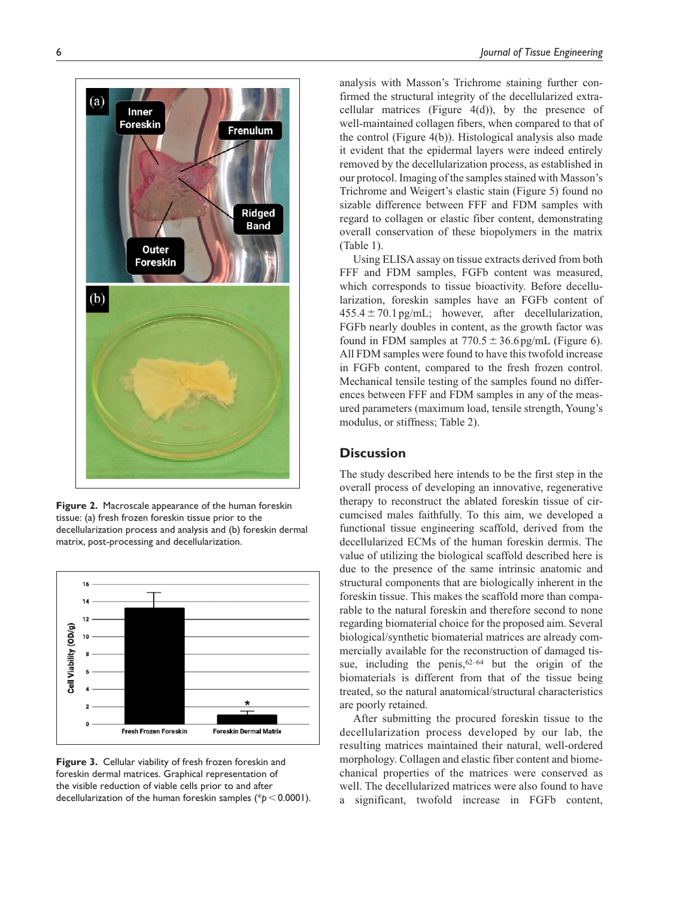Figure 2. Macroscale appearance of the human foreskin tissue: (a) fresh frozen foreskin tissue prior to the decellularization process and analysis and (b) foreskin dermal matrix, post-processing and decellularization.

Figure 3. Cellular viability of fresh frozen foreskin and foreskin dermal matrices. Graphical representation of the visible reduction of viable cells prior to and after decellularization of the human foreskin samples (* $p < 0.0001$).

analysis with Masson's Trichrome staining further confirmed the structural integrity of the decellularized extracellular matrices (Figure 4(d)), by the presence of well-maintained collagen fibers, when compared to that of the control (Figure 4(b)). Histological analysis also made it evident that the epidermal layers were indeed entirely removed by the decellularization process, as established in our protocol. Imaging of the samples stained with Masson's Trichrome and Weigert's elastic stain (Figure 5) found no sizable difference between FFF and FDM samples with regard to collagen or elastic fiber content, demonstrating overall conservation of these biopolymers in the matrix (Table 1).

Using ELISA assay on tissue extracts derived from both FFF and FDM samples, FGFb content was measured, which corresponds to tissue bioactivity. Before decellularization, foreskin samples have an FGFb content of $455.4 \pm 70.1$ pg/mL; however, after decellularization, FGFb nearly doubles in content, as the growth factor was found in FDM samples at $770.5 \pm 36.6$ pg/mL (Figure 6). All FDM samples were found to have this twofold increase in FGFb content, compared to the fresh frozen control. Mechanical tensile testing of the samples found no differences between FFF and FDM samples in any of the measured parameters (maximum load, tensile strength, Young's modulus, or stiffness; Table 2).

## Discussion

The study described here intends to be the first step in the overall process of developing an innovative, regenerative therapy to reconstruct the ablated foreskin tissue of circumcised males faithfully. To this aim, we developed a functional tissue engineering scaffold, derived from the decellularized ECMs of the human foreskin dermis. The value of utilizing the biological scaffold described here is due to the presence of the same intrinsic anatomic and structural components that are biologically inherent in the foreskin tissue. This makes the scaffold more than comparable to the natural foreskin and therefore second to none regarding biomaterial choice for the proposed aim. Several biological/synthetic biomaterial matrices are already commercially available for the reconstruction of damaged tissue, including the penis,[62–64] but the origin of the biomaterials is different from that of the tissue being treated, so the natural anatomical/structural characteristics are poorly retained.

After submitting the procured foreskin tissue to the decellularization process developed by our lab, the resulting matrices maintained their natural, well-ordered morphology. Collagen and elastic fiber content and biomechanical properties of the matrices were conserved as well. The decellularized matrices were also found to have a significant, twofold increase in FGFb content,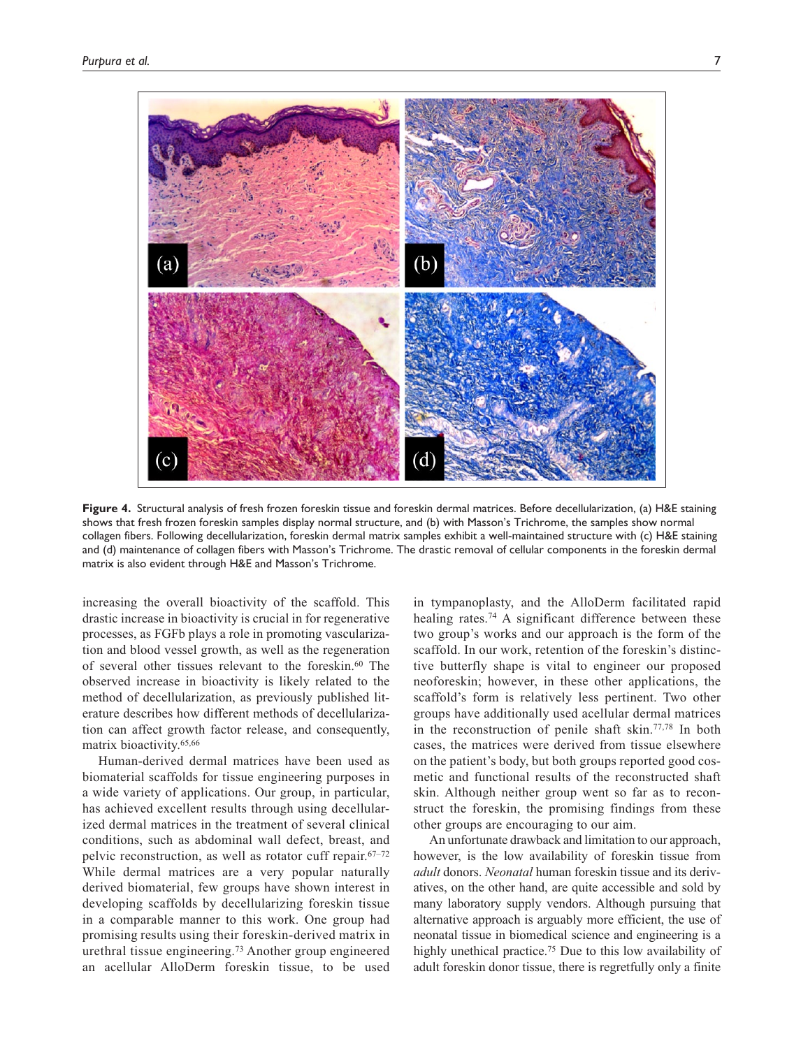**Figure 4.** Structural analysis of fresh frozen foreskin tissue and foreskin dermal matrices. Before decellularization, (a) H&E staining shows that fresh frozen foreskin samples display normal structure, and (b) with Masson's Trichrome, the samples show normal collagen fibers. Following decellularization, foreskin dermal matrix samples exhibit a well-maintained structure with (c) H&E staining and (d) maintenance of collagen fibers with Masson's Trichrome. The drastic removal of cellular components in the foreskin dermal matrix is also evident through H&E and Masson's Trichrome.

increasing the overall bioactivity of the scaffold. This drastic increase in bioactivity is crucial in for regenerative processes, as FGFb plays a role in promoting vascularization and blood vessel growth, as well as the regeneration of several other tissues relevant to the foreskin.[60] The observed increase in bioactivity is likely related to the method of decellularization, as previously published literature describes how different methods of decellularization can affect growth factor release, and consequently, matrix bioactivity.[65,66]

Human-derived dermal matrices have been used as biomaterial scaffolds for tissue engineering purposes in a wide variety of applications. Our group, in particular, has achieved excellent results through using decellularized dermal matrices in the treatment of several clinical conditions, such as abdominal wall defect, breast, and pelvic reconstruction, as well as rotator cuff repair.[67–72] While dermal matrices are a very popular naturally derived biomaterial, few groups have shown interest in developing scaffolds by decellularizing foreskin tissue in a comparable manner to this work. One group had promising results using their foreskin-derived matrix in urethral tissue engineering.[73] Another group engineered an acellular AlloDerm foreskin tissue, to be used in tympanoplasty, and the AlloDerm facilitated rapid healing rates.[74] A significant difference between these two group's works and our approach is the form of the scaffold. In our work, retention of the foreskin's distinctive butterfly shape is vital to engineer our proposed neoforeskin; however, in these other applications, the scaffold's form is relatively less pertinent. Two other groups have additionally used acellular dermal matrices in the reconstruction of penile shaft skin.[77,78] In both cases, the matrices were derived from tissue elsewhere on the patient's body, but both groups reported good cosmetic and functional results of the reconstructed shaft skin. Although neither group went so far as to reconstruct the foreskin, the promising findings from these other groups are encouraging to our aim.

An unfortunate drawback and limitation to our approach, however, is the low availability of foreskin tissue from *adult* donors. *Neonatal* human foreskin tissue and its derivatives, on the other hand, are quite accessible and sold by many laboratory supply vendors. Although pursuing that alternative approach is arguably more efficient, the use of neonatal tissue in biomedical science and engineering is a highly unethical practice.[75] Due to this low availability of adult foreskin donor tissue, there is regretfully only a finite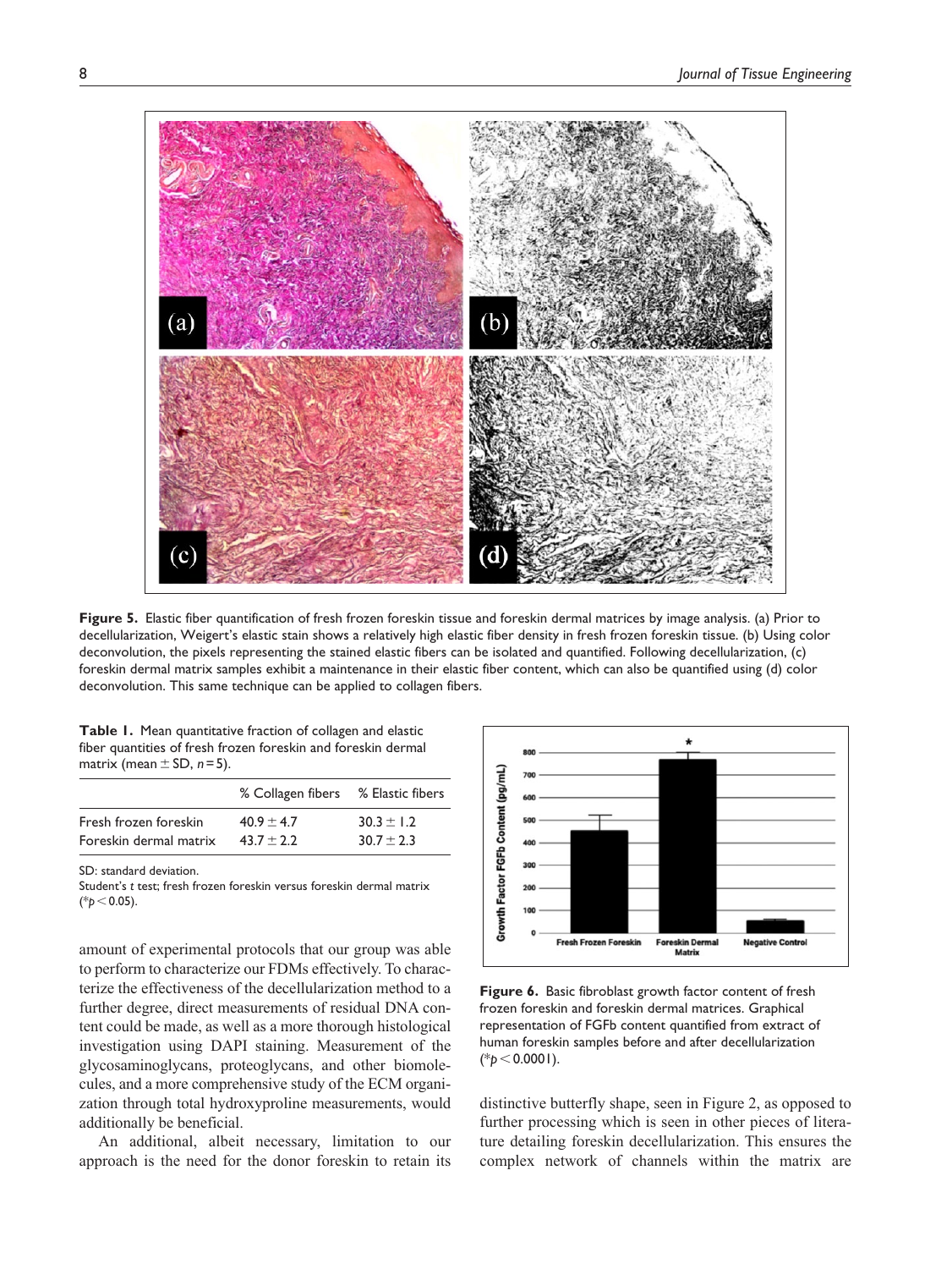**Figure 5.** Elastic fiber quantification of fresh frozen foreskin tissue and foreskin dermal matrices by image analysis. (a) Prior to decellularization, Weigert's elastic stain shows a relatively high elastic fiber density in fresh frozen foreskin tissue. (b) Using color deconvolution, the pixels representing the stained elastic fibers can be isolated and quantified. Following decellularization, (c) foreskin dermal matrix samples exhibit a maintenance in their elastic fiber content, which can also be quantified using (d) color deconvolution. This same technique can be applied to collagen fibers.

**Table 1.** Mean quantitative fraction of collagen and elastic fiber quantities of fresh frozen foreskin and foreskin dermal matrix (mean ± SD, $n = 5$).

| | % Collagen fibers | % Elastic fibers |
|---|---|---|
| Fresh frozen foreskin | 40.9 ± 4.7 | 30.3 ± 1.2 |
| Foreskin dermal matrix | 43.7 ± 2.2 | 30.7 ± 2.3 |

SD: standard deviation.
Student's *t* test; fresh frozen foreskin versus foreskin dermal matrix (*$p < 0.05$).

**Figure 6.** Basic fibroblast growth factor content of fresh frozen foreskin and foreskin dermal matrices. Graphical representation of FGFb content quantified from extract of human foreskin samples before and after decellularization (*$p < 0.0001$).

amount of experimental protocols that our group was able to perform to characterize our FDMs effectively. To characterize the effectiveness of the decellularization method to a further degree, direct measurements of residual DNA content could be made, as well as a more thorough histological investigation using DAPI staining. Measurement of the glycosaminoglycans, proteoglycans, and other biomolecules, and a more comprehensive study of the ECM organization through total hydroxyproline measurements, would additionally be beneficial.

An additional, albeit necessary, limitation to our approach is the need for the donor foreskin to retain its distinctive butterfly shape, seen in Figure 2, as opposed to further processing which is seen in other pieces of literature detailing foreskin decellularization. This ensures the complex network of channels within the matrix are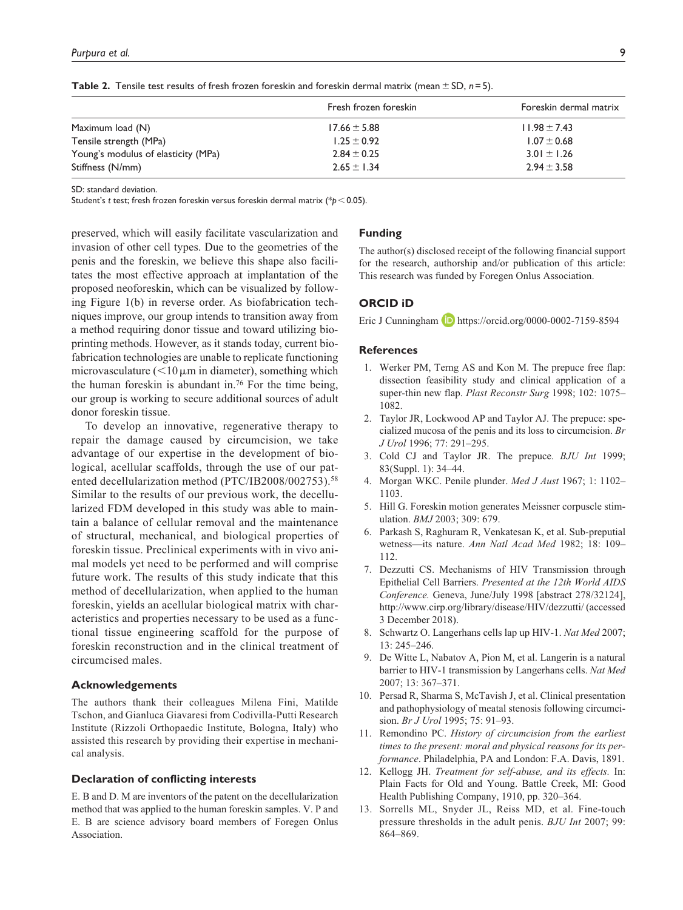**Table 2.** Tensile test results of fresh frozen foreskin and foreskin dermal matrix (mean ± SD, $n = 5$).

| | Fresh frozen foreskin | Foreskin dermal matrix |
|---|---|---|
| Maximum load (N) | 17.66 ± 5.88 | 11.98 ± 7.43 |
| Tensile strength (MPa) | 1.25 ± 0.92 | 1.07 ± 0.68 |
| Young's modulus of elasticity (MPa) | 2.84 ± 0.25 | 3.01 ± 1.26 |
| Stiffness (N/mm) | 2.65 ± 1.34 | 2.94 ± 3.58 |

SD: standard deviation.
Student's *t* test; fresh frozen foreskin versus foreskin dermal matrix (*$p < 0.05$).

preserved, which will easily facilitate vascularization and invasion of other cell types. Due to the geometries of the penis and the foreskin, we believe this shape also facilitates the most effective approach at implantation of the proposed neoforeskin, which can be visualized by following Figure 1(b) in reverse order. As biofabrication techniques improve, our group intends to transition away from a method requiring donor tissue and toward utilizing bioprinting methods. However, as it stands today, current biofabrication technologies are unable to replicate functioning microvasculature (<10 μm in diameter), something which the human foreskin is abundant in.[76] For the time being, our group is working to secure additional sources of adult donor foreskin tissue.

To develop an innovative, regenerative therapy to repair the damage caused by circumcision, we take advantage of our expertise in the development of biological, acellular scaffolds, through the use of our patented decellularization method (PTC/IB2008/002753).[58] Similar to the results of our previous work, the decellularized FDM developed in this study was able to maintain a balance of cellular removal and the maintenance of structural, mechanical, and biological properties of foreskin tissue. Preclinical experiments with in vivo animal models yet need to be performed and will comprise future work. The results of this study indicate that this method of decellularization, when applied to the human foreskin, yields an acellular biological matrix with characteristics and properties necessary to be used as a functional tissue engineering scaffold for the purpose of foreskin reconstruction and in the clinical treatment of circumcised males.

## Acknowledgements

The authors thank their colleagues Milena Fini, Matilde Tschon, and Gianluca Giavaresi from Codivilla-Putti Research Institute (Rizzoli Orthopaedic Institute, Bologna, Italy) who assisted this research by providing their expertise in mechanical analysis.

## Declaration of conflicting interests

E. B and D. M are inventors of the patent on the decellularization method that was applied to the human foreskin samples. V. P and E. B are science advisory board members of Foregen Onlus Association.

## Funding

The author(s) disclosed receipt of the following financial support for the research, authorship and/or publication of this article: This research was funded by Foregen Onlus Association.

## ORCID iD

Eric J Cunningham https://orcid.org/0000-0002-7159-8594

## References

1. Werker PM, Terng AS and Kon M. The prepuce free flap: dissection feasibility study and clinical application of a super-thin new flap. *Plast Reconstr Surg* 1998; 102: 1075–1082.
2. Taylor JR, Lockwood AP and Taylor AJ. The prepuce: specialized mucosa of the penis and its loss to circumcision. *Br J Urol* 1996; 77: 291–295.
3. Cold CJ and Taylor JR. The prepuce. *BJU Int* 1999; 83(Suppl. 1): 34–44.
4. Morgan WKC. Penile plunder. *Med J Aust* 1967; 1: 1102–1103.
5. Hill G. Foreskin motion generates Meissner corpuscle stimulation. *BMJ* 2003; 309: 679.
6. Parkash S, Raghuram R, Venkatesan K, et al. Sub-preputial wetness—its nature. *Ann Natl Acad Med* 1982; 18: 109–112.
7. Dezzutti CS. Mechanisms of HIV Transmission through Epithelial Cell Barriers. *Presented at the 12th World AIDS Conference.* Geneva, June/July 1998 [abstract 278/32124], http://www.cirp.org/library/disease/HIV/dezzutti/ (accessed 3 December 2018).
8. Schwartz O. Langerhans cells lap up HIV-1. *Nat Med* 2007; 13: 245–246.
9. De Witte L, Nabatov A, Pion M, et al. Langerin is a natural barrier to HIV-1 transmission by Langerhans cells. *Nat Med* 2007; 13: 367–371.
10. Persad R, Sharma S, McTavish J, et al. Clinical presentation and pathophysiology of meatal stenosis following circumcision. *Br J Urol* 1995; 75: 91–93.
11. Remondino PC. *History of circumcision from the earliest times to the present: moral and physical reasons for its performance*. Philadelphia, PA and London: F.A. Davis, 1891.
12. Kellogg JH. *Treatment for self-abuse, and its effects.* In: Plain Facts for Old and Young. Battle Creek, MI: Good Health Publishing Company, 1910, pp. 320–364.
13. Sorrells ML, Snyder JL, Reiss MD, et al. Fine-touch pressure thresholds in the adult penis. *BJU Int* 2007; 99: 864–869.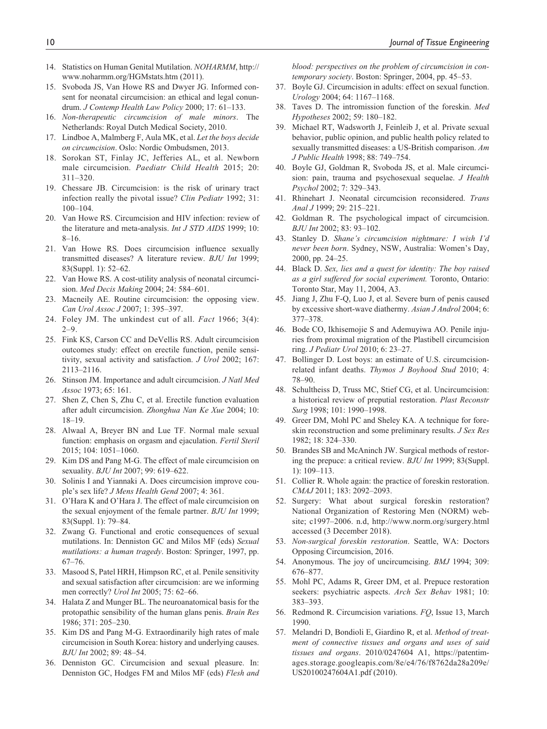14. Statistics on Human Genital Mutilation. *NOHARMM*, http://www.noharmm.org/HGMstats.htm (2011).
15. Svoboda JS, Van Howe RS and Dwyer JG. Informed consent for neonatal circumcision: an ethical and legal conundrum. *J Contemp Health Law Policy* 2000; 17: 61–133.
16. *Non-therapeutic circumcision of male minors*. The Netherlands: Royal Dutch Medical Society, 2010.
17. Lindboe A, Malmberg F, Aula MK, et al. *Let the boys decide on circumcision*. Oslo: Nordic Ombudsmen, 2013.
18. Sorokan ST, Finlay JC, Jefferies AL, et al. Newborn male circumcision. *Paediatr Child Health* 2015; 20: 311–320.
19. Chessare JB. Circumcision: is the risk of urinary tract infection really the pivotal issue? *Clin Pediatr* 1992; 31: 100–104.
20. Van Howe RS. Circumcision and HIV infection: review of the literature and meta-analysis. *Int J STD AIDS* 1999; 10: 8–16.
21. Van Howe RS. Does circumcision influence sexually transmitted diseases? A literature review. *BJU Int* 1999; 83(Suppl. 1): 52–62.
22. Van Howe RS. A cost-utility analysis of neonatal circumcision. *Med Decis Making* 2004; 24: 584–601.
23. Macneily AE. Routine circumcision: the opposing view. *Can Urol Assoc J* 2007; 1: 395–397.
24. Foley JM. The unkindest cut of all. *Fact* 1966; 3(4): 2–9.
25. Fink KS, Carson CC and DeVellis RS. Adult circumcision outcomes study: effect on erectile function, penile sensitivity, sexual activity and satisfaction. *J Urol* 2002; 167: 2113–2116.
26. Stinson JM. Importance and adult circumcision. *J Natl Med Assoc* 1973; 65: 161.
27. Shen Z, Chen S, Zhu C, et al. Erectile function evaluation after adult circumcision. *Zhonghua Nan Ke Xue* 2004; 10: 18–19.
28. Alwaal A, Breyer BN and Lue TF. Normal male sexual function: emphasis on orgasm and ejaculation. *Fertil Steril* 2015; 104: 1051–1060.
29. Kim DS and Pang M-G. The effect of male circumcision on sexuality. *BJU Int* 2007; 99: 619–622.
30. Solinis I and Yiannaki A. Does circumcision improve couple's sex life? *J Mens Health Gend* 2007; 4: 361.
31. O'Hara K and O'Hara J. The effect of male circumcision on the sexual enjoyment of the female partner. *BJU Int* 1999; 83(Suppl. 1): 79–84.
32. Zwang G. Functional and erotic consequences of sexual mutilations. In: Denniston GC and Milos MF (eds) *Sexual mutilations: a human tragedy*. Boston: Springer, 1997, pp. 67–76.
33. Masood S, Patel HRH, Himpson RC, et al. Penile sensitivity and sexual satisfaction after circumcision: are we informing men correctly? *Urol Int* 2005; 75: 62–66.
34. Halata Z and Munger BL. The neuroanatomical basis for the protopathic sensibility of the human glans penis. *Brain Res* 1986; 371: 205–230.
35. Kim DS and Pang M-G. Extraordinarily high rates of male circumcision in South Korea: history and underlying causes. *BJU Int* 2002; 89: 48–54.
36. Denniston GC. Circumcision and sexual pleasure. In: Denniston GC, Hodges FM and Milos MF (eds) *Flesh and blood: perspectives on the problem of circumcision in contemporary society*. Boston: Springer, 2004, pp. 45–53.
37. Boyle GJ. Circumcision in adults: effect on sexual function. *Urology* 2004; 64: 1167–1168.
38. Taves D. The intromission function of the foreskin. *Med Hypotheses* 2002; 59: 180–182.
39. Michael RT, Wadsworth J, Feinleib J, et al. Private sexual behavior, public opinion, and public health policy related to sexually transmitted diseases: a US-British comparison. *Am J Public Health* 1998; 88: 749–754.
40. Boyle GJ, Goldman R, Svoboda JS, et al. Male circumcision: pain, trauma and psychosexual sequelae. *J Health Psychol* 2002; 7: 329–343.
41. Rhinehart J. Neonatal circumcision reconsidered. *Trans Anal J* 1999; 29: 215–221.
42. Goldman R. The psychological impact of circumcision. *BJU Int* 2002; 83: 93–102.
43. Stanley D. *Shane's circumcision nightmare: I wish I'd never been born*. Sydney, NSW, Australia: Women's Day, 2000, pp. 24–25.
44. Black D. *Sex, lies and a quest for identity: The boy raised as a girl suffered for social experiment.* Toronto, Ontario: Toronto Star, May 11, 2004, A3.
45. Jiang J, Zhu F-Q, Luo J, et al. Severe burn of penis caused by excessive short-wave diathermy. *Asian J Androl* 2004; 6: 377–378.
46. Bode CO, Ikhisemojie S and Ademuyiwa AO. Penile injuries from proximal migration of the Plastibell circumcision ring. *J Pediatr Urol* 2010; 6: 23–27.
47. Bollinger D. Lost boys: an estimate of U.S. circumcision-related infant deaths. *Thymos J Boyhood Stud* 2010; 4: 78–90.
48. Schultheiss D, Truss MC, Stief CG, et al. Uncircumcision: a historical review of preputial restoration. *Plast Reconstr Surg* 1998; 101: 1990–1998.
49. Greer DM, Mohl PC and Sheley KA. A technique for foreskin reconstruction and some preliminary results. *J Sex Res* 1982; 18: 324–330.
50. Brandes SB and McAninch JW. Surgical methods of restoring the prepuce: a critical review. *BJU Int* 1999; 83(Suppl. 1): 109–113.
51. Collier R. Whole again: the practice of foreskin restoration. *CMAJ* 2011; 183: 2092–2093.
52. Surgery: What about surgical foreskin restoration? National Organization of Restoring Men (NORM) website; c1997–2006. n.d, http://www.norm.org/surgery.html accessed (3 December 2018).
53. *Non-surgical foreskin restoration*. Seattle, WA: Doctors Opposing Circumcision, 2016.
54. Anonymous. The joy of uncircumcising. *BMJ* 1994; 309: 676–877.
55. Mohl PC, Adams R, Greer DM, et al. Prepuce restoration seekers: psychiatric aspects. *Arch Sex Behav* 1981; 10: 383–393.
56. Redmond R. Circumcision variations. *FQ*, Issue 13, March 1990.
57. Melandri D, Bondioli E, Giardino R, et al. *Method of treatment of connective tissues and organs and uses of said tissues and organs*. 2010/0247604 A1, https://patentimages.storage.googleapis.com/8e/e4/76/f8762da28a209e/US20100247604A1.pdf (2010).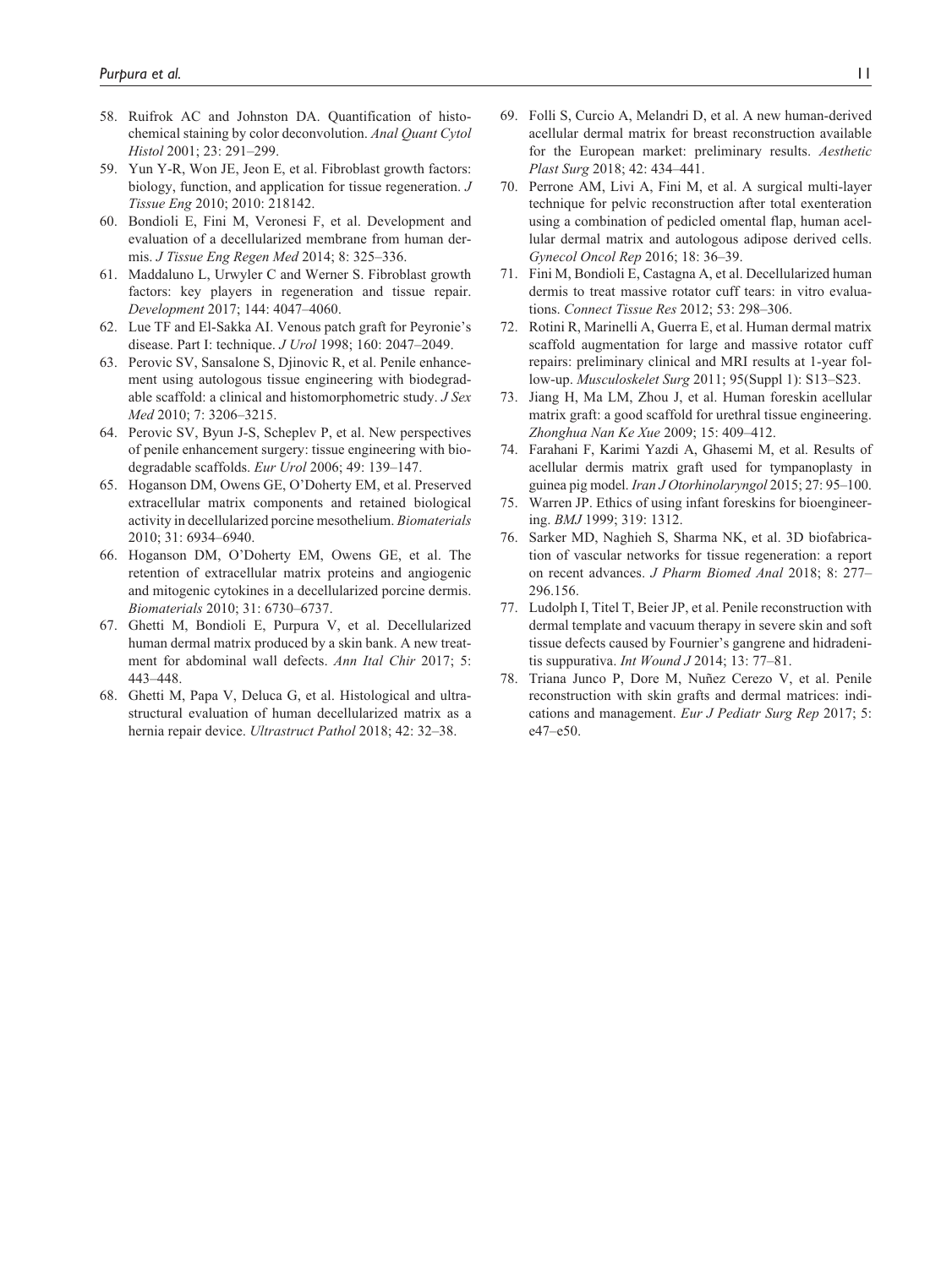58. Ruifrok AC and Johnston DA. Quantification of histochemical staining by color deconvolution. *Anal Quant Cytol Histol* 2001; 23: 291–299.
59. Yun Y-R, Won JE, Jeon E, et al. Fibroblast growth factors: biology, function, and application for tissue regeneration. *J Tissue Eng* 2010; 2010: 218142.
60. Bondioli E, Fini M, Veronesi F, et al. Development and evaluation of a decellularized membrane from human dermis. *J Tissue Eng Regen Med* 2014; 8: 325–336.
61. Maddaluno L, Urwyler C and Werner S. Fibroblast growth factors: key players in regeneration and tissue repair. *Development* 2017; 144: 4047–4060.
62. Lue TF and El-Sakka AI. Venous patch graft for Peyronie's disease. Part I: technique. *J Urol* 1998; 160: 2047–2049.
63. Perovic SV, Sansalone S, Djinovic R, et al. Penile enhancement using autologous tissue engineering with biodegradable scaffold: a clinical and histomorphometric study. *J Sex Med* 2010; 7: 3206–3215.
64. Perovic SV, Byun J-S, Scheplev P, et al. New perspectives of penile enhancement surgery: tissue engineering with biodegradable scaffolds. *Eur Urol* 2006; 49: 139–147.
65. Hoganson DM, Owens GE, O'Doherty EM, et al. Preserved extracellular matrix components and retained biological activity in decellularized porcine mesothelium. *Biomaterials* 2010; 31: 6934–6940.
66. Hoganson DM, O'Doherty EM, Owens GE, et al. The retention of extracellular matrix proteins and angiogenic and mitogenic cytokines in a decellularized porcine dermis. *Biomaterials* 2010; 31: 6730–6737.
67. Ghetti M, Bondioli E, Purpura V, et al. Decellularized human dermal matrix produced by a skin bank. A new treatment for abdominal wall defects. *Ann Ital Chir* 2017; 5: 443–448.
68. Ghetti M, Papa V, Deluca G, et al. Histological and ultrastructural evaluation of human decellularized matrix as a hernia repair device. *Ultrastruct Pathol* 2018; 42: 32–38.
69. Folli S, Curcio A, Melandri D, et al. A new human-derived acellular dermal matrix for breast reconstruction available for the European market: preliminary results. *Aesthetic Plast Surg* 2018; 42: 434–441.
70. Perrone AM, Livi A, Fini M, et al. A surgical multi-layer technique for pelvic reconstruction after total exenteration using a combination of pedicled omental flap, human acellular dermal matrix and autologous adipose derived cells. *Gynecol Oncol Rep* 2016; 18: 36–39.
71. Fini M, Bondioli E, Castagna A, et al. Decellularized human dermis to treat massive rotator cuff tears: in vitro evaluations. *Connect Tissue Res* 2012; 53: 298–306.
72. Rotini R, Marinelli A, Guerra E, et al. Human dermal matrix scaffold augmentation for large and massive rotator cuff repairs: preliminary clinical and MRI results at 1-year follow-up. *Musculoskelet Surg* 2011; 95(Suppl 1): S13–S23.
73. Jiang H, Ma LM, Zhou J, et al. Human foreskin acellular matrix graft: a good scaffold for urethral tissue engineering. *Zhonghua Nan Ke Xue* 2009; 15: 409–412.
74. Farahani F, Karimi Yazdi A, Ghasemi M, et al. Results of acellular dermis matrix graft used for tympanoplasty in guinea pig model. *Iran J Otorhinolaryngol* 2015; 27: 95–100.
75. Warren JP. Ethics of using infant foreskins for bioengineering. *BMJ* 1999; 319: 1312.
76. Sarker MD, Naghieh S, Sharma NK, et al. 3D biofabrication of vascular networks for tissue regeneration: a report on recent advances. *J Pharm Biomed Anal* 2018; 8: 277–296.156.
77. Ludolph I, Titel T, Beier JP, et al. Penile reconstruction with dermal template and vacuum therapy in severe skin and soft tissue defects caused by Fournier's gangrene and hidradenitis suppurativa. *Int Wound J* 2014; 13: 77–81.
78. Triana Junco P, Dore M, Nuñez Cerezo V, et al. Penile reconstruction with skin grafts and dermal matrices: indications and management. *Eur J Pediatr Surg Rep* 2017; 5: e47–e50.